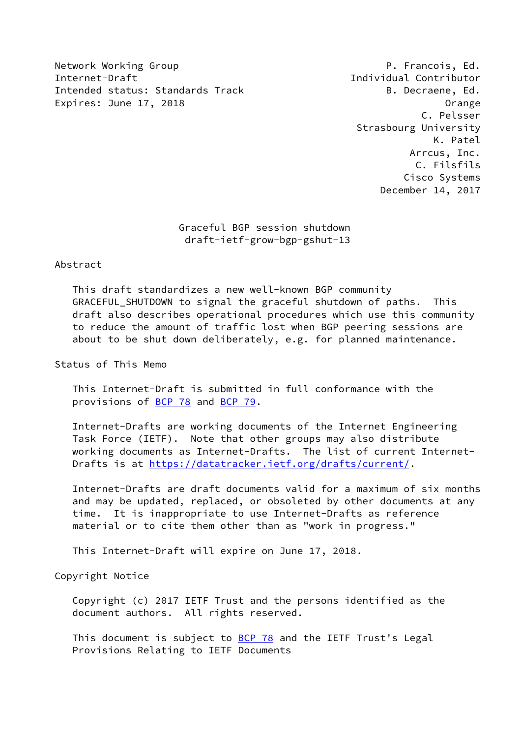Network Working Group P. Francois, Ed.
Internet-Draft Individual Contributor
Intended status: Standards Track B. Decraene, Ed.
Expires: June 17, 2018 Orange
C. Pelsser
Strasbourg University
K. Patel
Arrcus, Inc.
C. Filsfils
Cisco Systems
December 14, 2017

# Graceful BGP session shutdown
## draft-ietf-grow-bgp-gshut-13

## Abstract

This draft standardizes a new well-known BGP community GRACEFUL_SHUTDOWN to signal the graceful shutdown of paths. This draft also describes operational procedures which use this community to reduce the amount of traffic lost when BGP peering sessions are about to be shut down deliberately, e.g. for planned maintenance.

## Status of This Memo

This Internet-Draft is submitted in full conformance with the provisions of BCP 78 and BCP 79.

Internet-Drafts are working documents of the Internet Engineering Task Force (IETF). Note that other groups may also distribute working documents as Internet-Drafts. The list of current Internet-Drafts is at https://datatracker.ietf.org/drafts/current/.

Internet-Drafts are draft documents valid for a maximum of six months and may be updated, replaced, or obsoleted by other documents at any time. It is inappropriate to use Internet-Drafts as reference material or to cite them other than as "work in progress."

This Internet-Draft will expire on June 17, 2018.

## Copyright Notice

Copyright (c) 2017 IETF Trust and the persons identified as the document authors. All rights reserved.

This document is subject to BCP 78 and the IETF Trust's Legal Provisions Relating to IETF Documents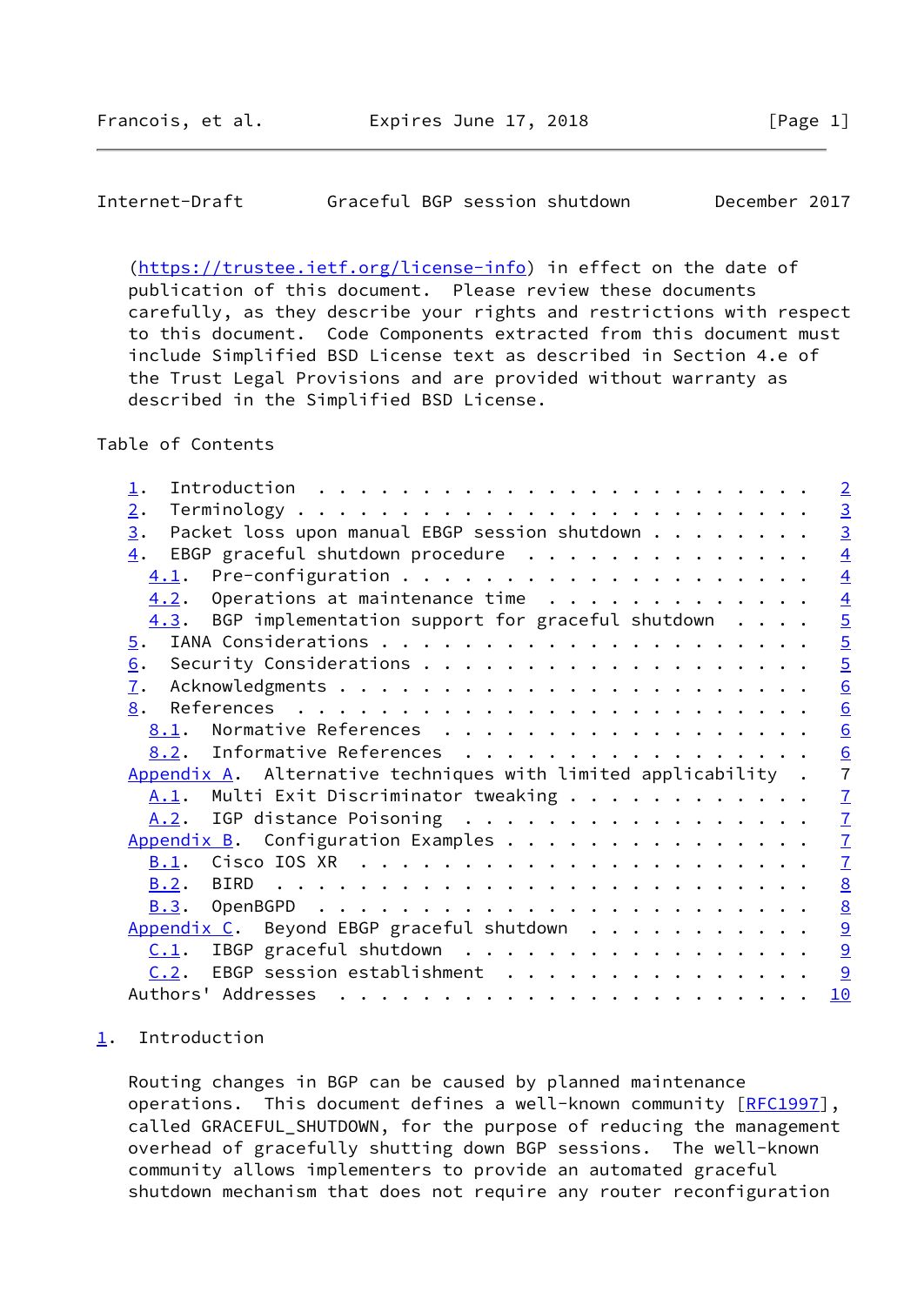(https://trustee.ietf.org/license-info) in effect on the date of publication of this document. Please review these documents carefully, as they describe your rights and restrictions with respect to this document. Code Components extracted from this document must include Simplified BSD License text as described in Section 4.e of the Trust Legal Provisions and are provided without warranty as described in the Simplified BSD License.

Table of Contents

```
   1.  Introduction  . . . . . . . . . . . . . . . . . . . . . . . .   2
   2.  Terminology . . . . . . . . . . . . . . . . . . . . . . . . .   3
   3.  Packet loss upon manual EBGP session shutdown . . . . . . . .   3
   4.  EBGP graceful shutdown procedure  . . . . . . . . . . . . . .   4
     4.1.  Pre-configuration . . . . . . . . . . . . . . . . . . . .   4
     4.2.  Operations at maintenance time  . . . . . . . . . . . . .   4
     4.3.  BGP implementation support for graceful shutdown  . . . .   5
   5.  IANA Considerations . . . . . . . . . . . . . . . . . . . . .   5
   6.  Security Considerations . . . . . . . . . . . . . . . . . . .   5
   7.  Acknowledgments . . . . . . . . . . . . . . . . . . . . . . .   6
   8.  References  . . . . . . . . . . . . . . . . . . . . . . . . .   6
     8.1.  Normative References  . . . . . . . . . . . . . . . . . .   6
     8.2.  Informative References  . . . . . . . . . . . . . . . . .   6
   Appendix A.  Alternative techniques with limited applicability  .   7
     A.1.  Multi Exit Discriminator tweaking . . . . . . . . . . . .   7
     A.2.  IGP distance Poisoning  . . . . . . . . . . . . . . . . .   7
   Appendix B.  Configuration Examples . . . . . . . . . . . . . . .   7
     B.1.  Cisco IOS XR  . . . . . . . . . . . . . . . . . . . . . .   7
     B.2.  BIRD  . . . . . . . . . . . . . . . . . . . . . . . . . .   8
     B.3.  OpenBGPD  . . . . . . . . . . . . . . . . . . . . . . . .   8
   Appendix C.  Beyond EBGP graceful shutdown  . . . . . . . . . . .   9
     C.1.  IBGP graceful shutdown  . . . . . . . . . . . . . . . . .   9
     C.2.  EBGP session establishment  . . . . . . . . . . . . . . .   9
   Authors' Addresses  . . . . . . . . . . . . . . . . . . . . . . .  10
```

## 1. Introduction

Routing changes in BGP can be caused by planned maintenance operations. This document defines a well-known community [RFC1997], called GRACEFUL_SHUTDOWN, for the purpose of reducing the management overhead of gracefully shutting down BGP sessions. The well-known community allows implementers to provide an automated graceful shutdown mechanism that does not require any router reconfiguration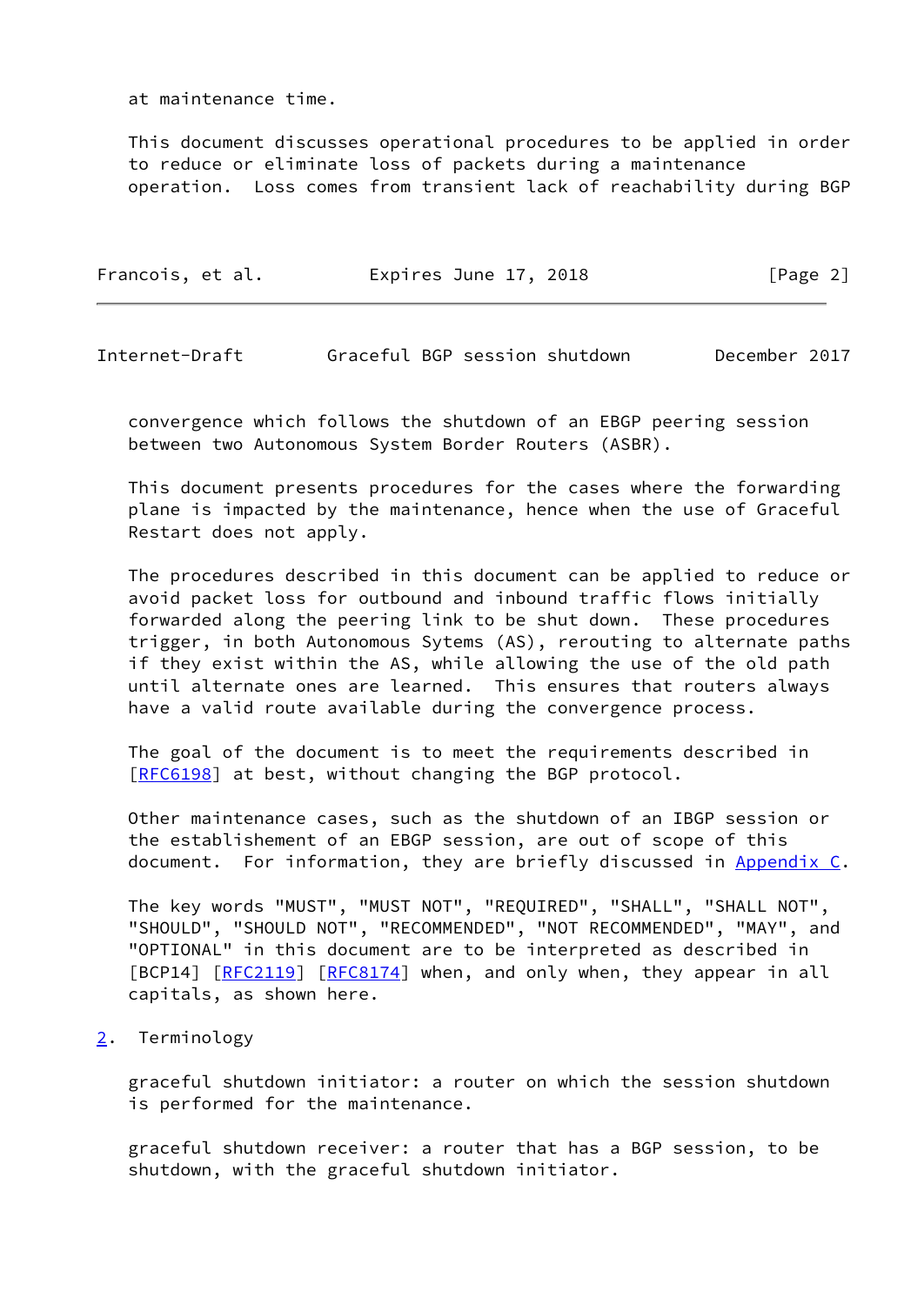at maintenance time.

This document discusses operational procedures to be applied in order to reduce or eliminate loss of packets during a maintenance operation. Loss comes from transient lack of reachability during BGP convergence which follows the shutdown of an EBGP peering session between two Autonomous System Border Routers (ASBR).

This document presents procedures for the cases where the forwarding plane is impacted by the maintenance, hence when the use of Graceful Restart does not apply.

The procedures described in this document can be applied to reduce or avoid packet loss for outbound and inbound traffic flows initially forwarded along the peering link to be shut down. These procedures trigger, in both Autonomous Sytems (AS), rerouting to alternate paths if they exist within the AS, while allowing the use of the old path until alternate ones are learned. This ensures that routers always have a valid route available during the convergence process.

The goal of the document is to meet the requirements described in [RFC6198] at best, without changing the BGP protocol.

Other maintenance cases, such as the shutdown of an IBGP session or the establishement of an EBGP session, are out of scope of this document. For information, they are briefly discussed in Appendix C.

The key words "MUST", "MUST NOT", "REQUIRED", "SHALL", "SHALL NOT", "SHOULD", "SHOULD NOT", "RECOMMENDED", "NOT RECOMMENDED", "MAY", and "OPTIONAL" in this document are to be interpreted as described in [BCP14] [RFC2119] [RFC8174] when, and only when, they appear in all capitals, as shown here.

## 2. Terminology

graceful shutdown initiator: a router on which the session shutdown is performed for the maintenance.

graceful shutdown receiver: a router that has a BGP session, to be shutdown, with the graceful shutdown initiator.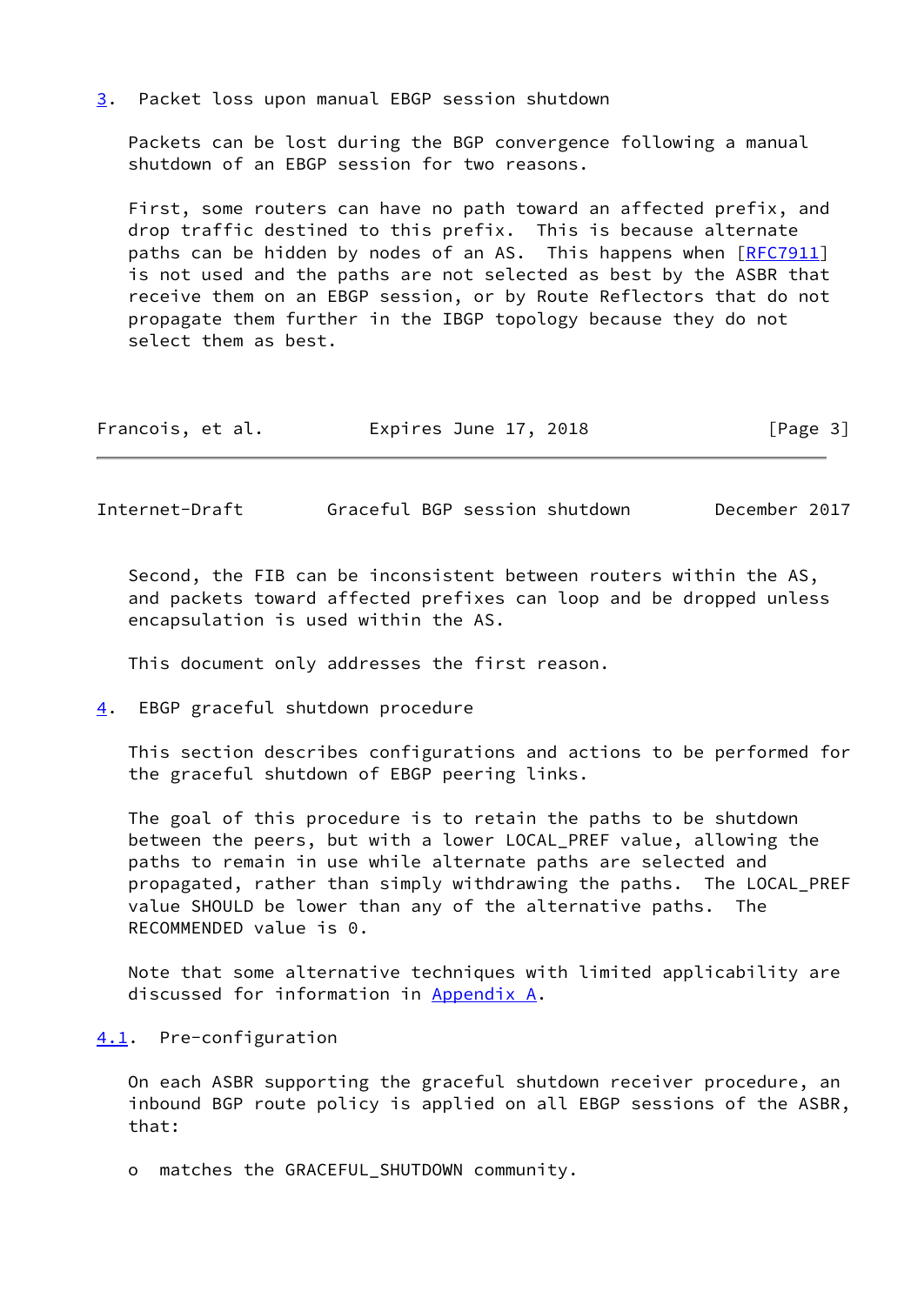## 3. Packet loss upon manual EBGP session shutdown

Packets can be lost during the BGP convergence following a manual shutdown of an EBGP session for two reasons.

First, some routers can have no path toward an affected prefix, and drop traffic destined to this prefix. This is because alternate paths can be hidden by nodes of an AS. This happens when [RFC7911] is not used and the paths are not selected as best by the ASBR that receive them on an EBGP session, or by Route Reflectors that do not propagate them further in the IBGP topology because they do not select them as best.

Second, the FIB can be inconsistent between routers within the AS, and packets toward affected prefixes can loop and be dropped unless encapsulation is used within the AS.

This document only addresses the first reason.

## 4. EBGP graceful shutdown procedure

This section describes configurations and actions to be performed for the graceful shutdown of EBGP peering links.

The goal of this procedure is to retain the paths to be shutdown between the peers, but with a lower LOCAL_PREF value, allowing the paths to remain in use while alternate paths are selected and propagated, rather than simply withdrawing the paths. The LOCAL_PREF value SHOULD be lower than any of the alternative paths. The RECOMMENDED value is 0.

Note that some alternative techniques with limited applicability are discussed for information in Appendix A.

### 4.1. Pre-configuration

On each ASBR supporting the graceful shutdown receiver procedure, an inbound BGP route policy is applied on all EBGP sessions of the ASBR, that:

- matches the GRACEFUL_SHUTDOWN community.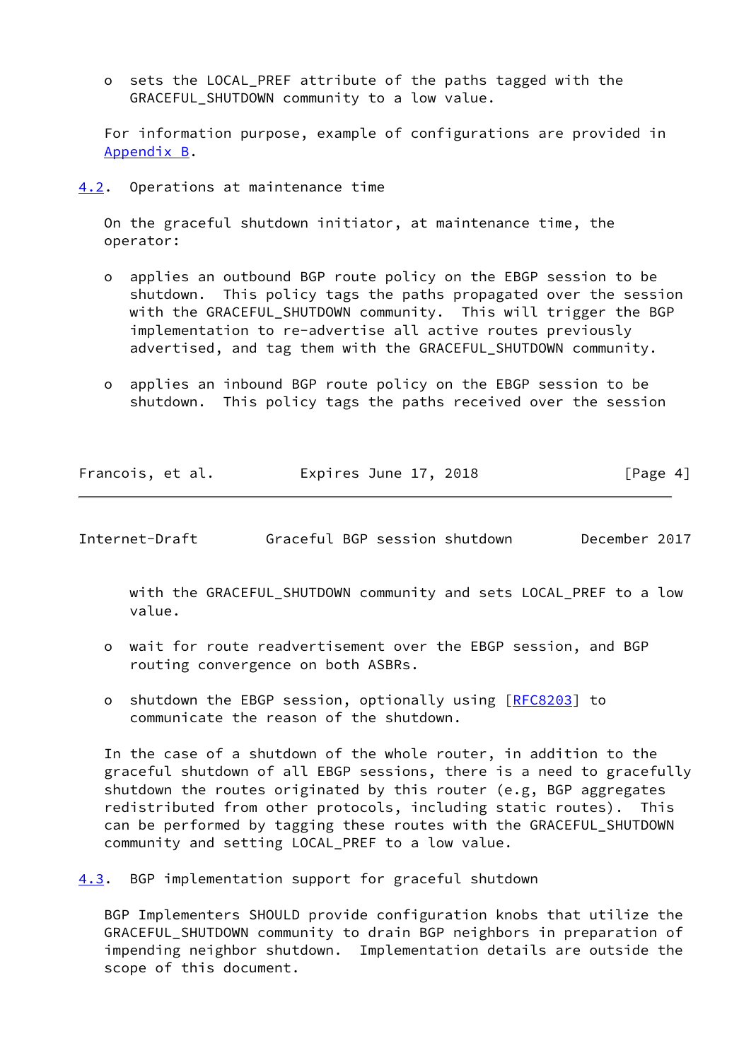- sets the LOCAL_PREF attribute of the paths tagged with the GRACEFUL_SHUTDOWN community to a low value.

For information purpose, example of configurations are provided in Appendix B.

### 4.2. Operations at maintenance time

On the graceful shutdown initiator, at maintenance time, the operator:

- applies an outbound BGP route policy on the EBGP session to be shutdown. This policy tags the paths propagated over the session with the GRACEFUL_SHUTDOWN community. This will trigger the BGP implementation to re-advertise all active routes previously advertised, and tag them with the GRACEFUL_SHUTDOWN community.

- applies an inbound BGP route policy on the EBGP session to be shutdown. This policy tags the paths received over the session with the GRACEFUL_SHUTDOWN community and sets LOCAL_PREF to a low value.

- wait for route readvertisement over the EBGP session, and BGP routing convergence on both ASBRs.

- shutdown the EBGP session, optionally using [RFC8203] to communicate the reason of the shutdown.

In the case of a shutdown of the whole router, in addition to the graceful shutdown of all EBGP sessions, there is a need to gracefully shutdown the routes originated by this router (e.g, BGP aggregates redistributed from other protocols, including static routes). This can be performed by tagging these routes with the GRACEFUL_SHUTDOWN community and setting LOCAL_PREF to a low value.

### 4.3. BGP implementation support for graceful shutdown

BGP Implementers SHOULD provide configuration knobs that utilize the GRACEFUL_SHUTDOWN community to drain BGP neighbors in preparation of impending neighbor shutdown. Implementation details are outside the scope of this document.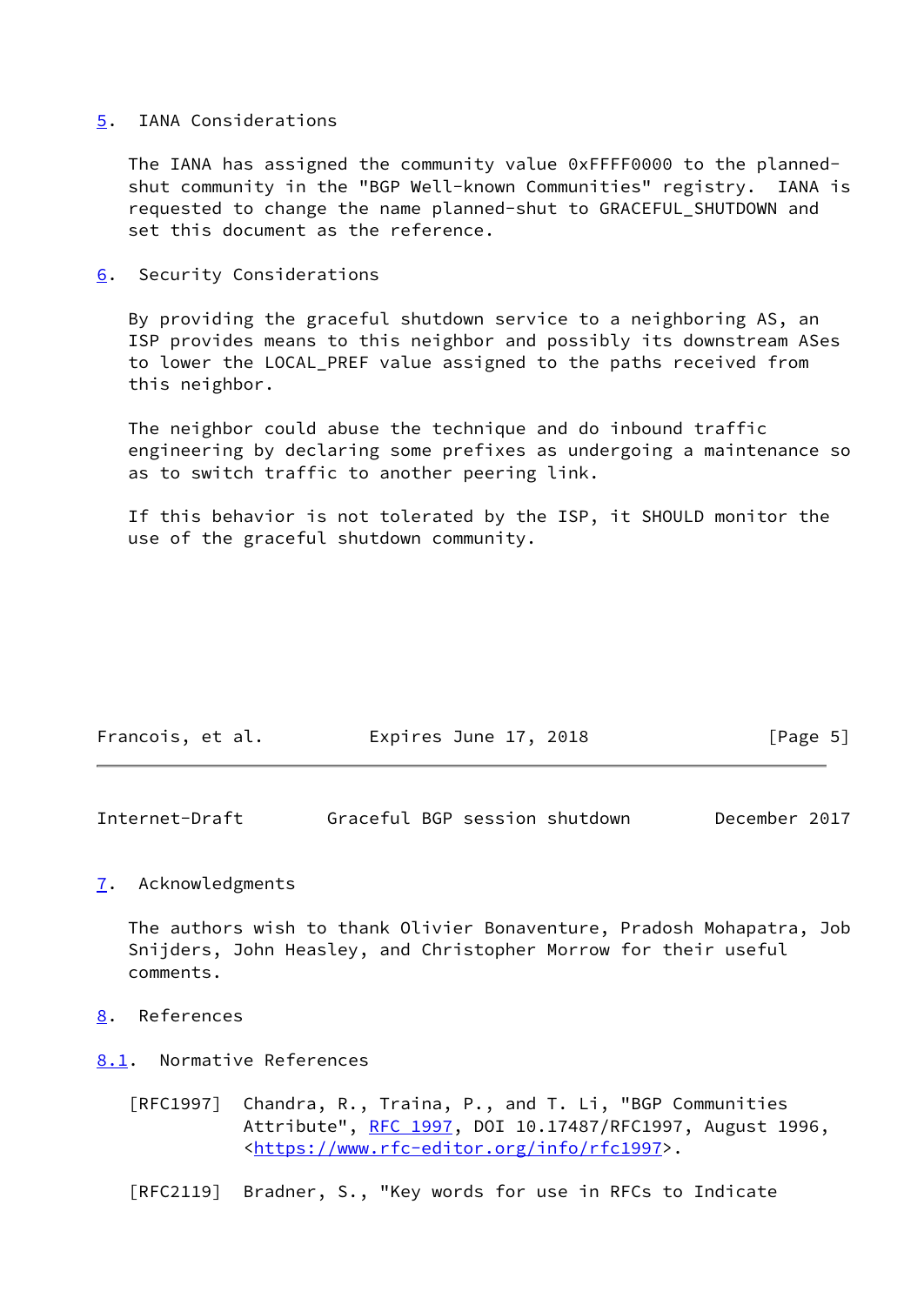## 5. IANA Considerations

The IANA has assigned the community value 0xFFFF0000 to the planned-shut community in the "BGP Well-known Communities" registry. IANA is requested to change the name planned-shut to GRACEFUL_SHUTDOWN and set this document as the reference.

## 6. Security Considerations

By providing the graceful shutdown service to a neighboring AS, an ISP provides means to this neighbor and possibly its downstream ASes to lower the LOCAL_PREF value assigned to the paths received from this neighbor.

The neighbor could abuse the technique and do inbound traffic engineering by declaring some prefixes as undergoing a maintenance so as to switch traffic to another peering link.

If this behavior is not tolerated by the ISP, it SHOULD monitor the use of the graceful shutdown community.

## 7. Acknowledgments

The authors wish to thank Olivier Bonaventure, Pradosh Mohapatra, Job Snijders, John Heasley, and Christopher Morrow for their useful comments.

## 8. References

### 8.1. Normative References

[RFC1997] Chandra, R., Traina, P., and T. Li, "BGP Communities Attribute", RFC 1997, DOI 10.17487/RFC1997, August 1996, <https://www.rfc-editor.org/info/rfc1997>.

[RFC2119] Bradner, S., "Key words for use in RFCs to Indicate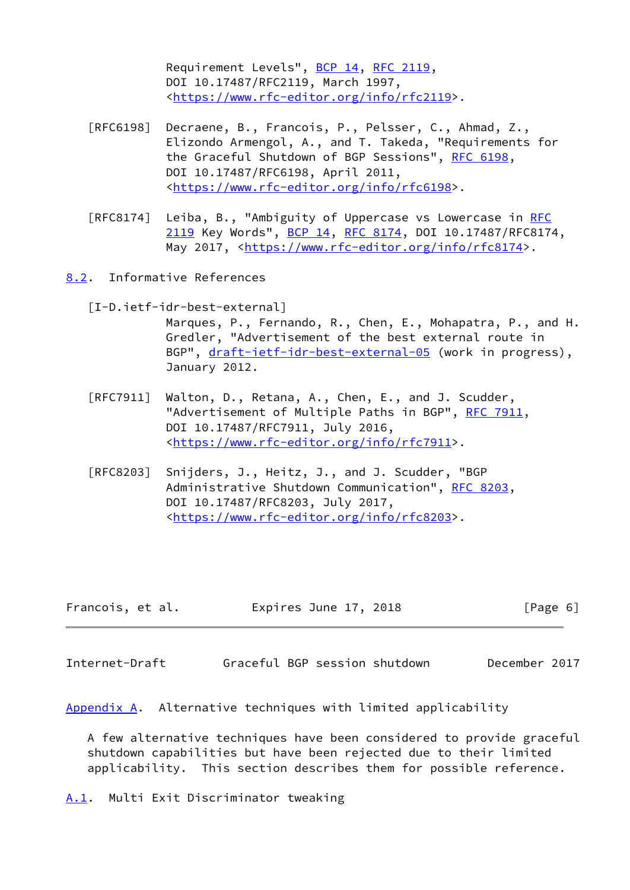Requirement Levels", BCP 14, RFC 2119, DOI 10.17487/RFC2119, March 1997, <https://www.rfc-editor.org/info/rfc2119>.

[RFC6198] Decraene, B., Francois, P., Pelsser, C., Ahmad, Z., Elizondo Armengol, A., and T. Takeda, "Requirements for the Graceful Shutdown of BGP Sessions", RFC 6198, DOI 10.17487/RFC6198, April 2011, <https://www.rfc-editor.org/info/rfc6198>.

[RFC8174] Leiba, B., "Ambiguity of Uppercase vs Lowercase in RFC 2119 Key Words", BCP 14, RFC 8174, DOI 10.17487/RFC8174, May 2017, <https://www.rfc-editor.org/info/rfc8174>.

### 8.2. Informative References

[I-D.ietf-idr-best-external] Marques, P., Fernando, R., Chen, E., Mohapatra, P., and H. Gredler, "Advertisement of the best external route in BGP", draft-ietf-idr-best-external-05 (work in progress), January 2012.

[RFC7911] Walton, D., Retana, A., Chen, E., and J. Scudder, "Advertisement of Multiple Paths in BGP", RFC 7911, DOI 10.17487/RFC7911, July 2016, <https://www.rfc-editor.org/info/rfc7911>.

[RFC8203] Snijders, J., Heitz, J., and J. Scudder, "BGP Administrative Shutdown Communication", RFC 8203, DOI 10.17487/RFC8203, July 2017, <https://www.rfc-editor.org/info/rfc8203>.

## Appendix A. Alternative techniques with limited applicability

A few alternative techniques have been considered to provide graceful shutdown capabilities but have been rejected due to their limited applicability. This section describes them for possible reference.

### A.1. Multi Exit Discriminator tweaking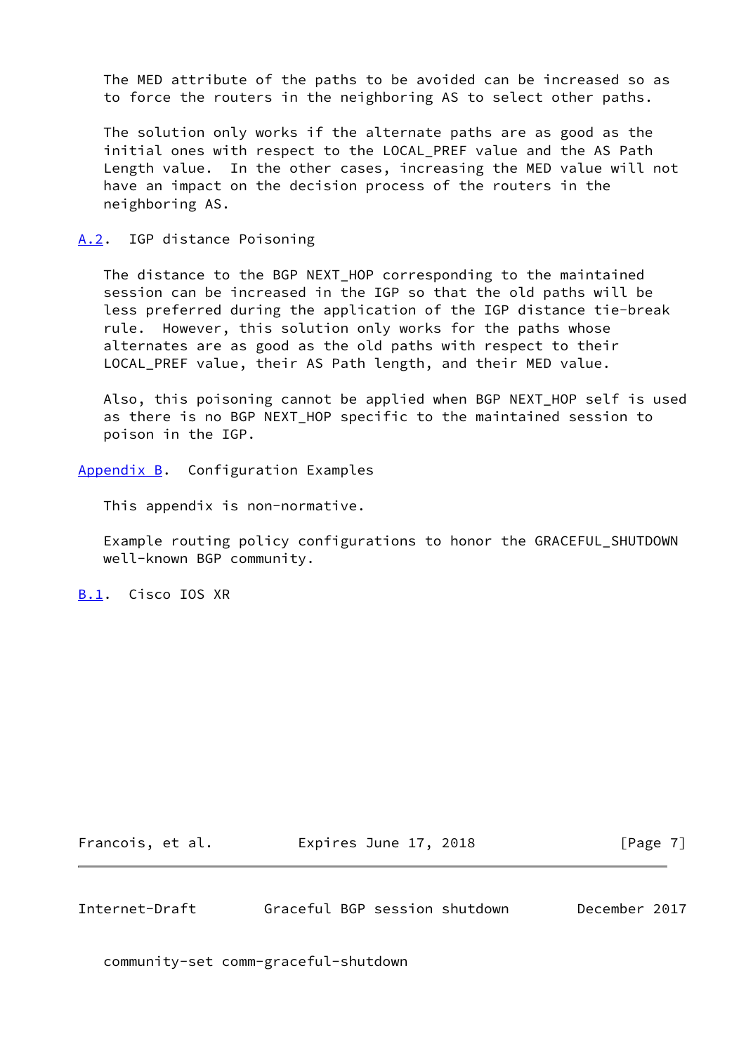The MED attribute of the paths to be avoided can be increased so as to force the routers in the neighboring AS to select other paths.

The solution only works if the alternate paths are as good as the initial ones with respect to the LOCAL_PREF value and the AS Path Length value. In the other cases, increasing the MED value will not have an impact on the decision process of the routers in the neighboring AS.

### A.2. IGP distance Poisoning

The distance to the BGP NEXT_HOP corresponding to the maintained session can be increased in the IGP so that the old paths will be less preferred during the application of the IGP distance tie-break rule. However, this solution only works for the paths whose alternates are as good as the old paths with respect to their LOCAL_PREF value, their AS Path length, and their MED value.

Also, this poisoning cannot be applied when BGP NEXT_HOP self is used as there is no BGP NEXT_HOP specific to the maintained session to poison in the IGP.

## Appendix B. Configuration Examples

This appendix is non-normative.

Example routing policy configurations to honor the GRACEFUL_SHUTDOWN well-known BGP community.

### B.1. Cisco IOS XR

```
community-set comm-graceful-shutdown
```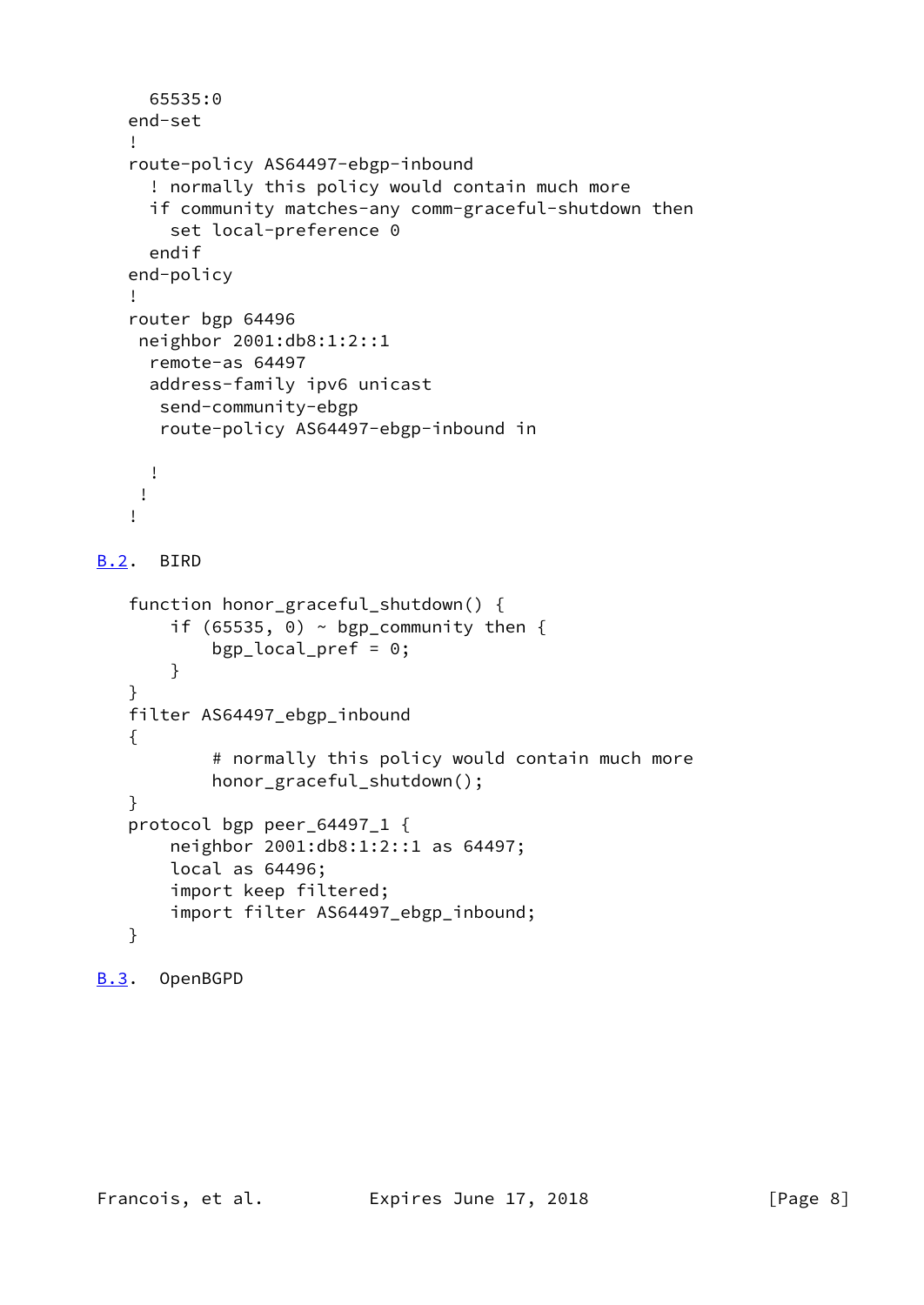```
     65535:0
   end-set
   !
   route-policy AS64497-ebgp-inbound
     ! normally this policy would contain much more
     if community matches-any comm-graceful-shutdown then
       set local-preference 0
     endif
   end-policy
   !
   router bgp 64496
    neighbor 2001:db8:1:2::1
     remote-as 64497
     address-family ipv6 unicast
      send-community-ebgp
      route-policy AS64497-ebgp-inbound in

     !
    !
   !
```

### B.2. BIRD

```
   function honor_graceful_shutdown() {
       if (65535, 0) ~ bgp_community then {
           bgp_local_pref = 0;
       }
   }
   filter AS64497_ebgp_inbound
   {
           # normally this policy would contain much more
           honor_graceful_shutdown();
   }
   protocol bgp peer_64497_1 {
       neighbor 2001:db8:1:2::1 as 64497;
       local as 64496;
       import keep filtered;
       import filter AS64497_ebgp_inbound;
   }
```

### B.3. OpenBGPD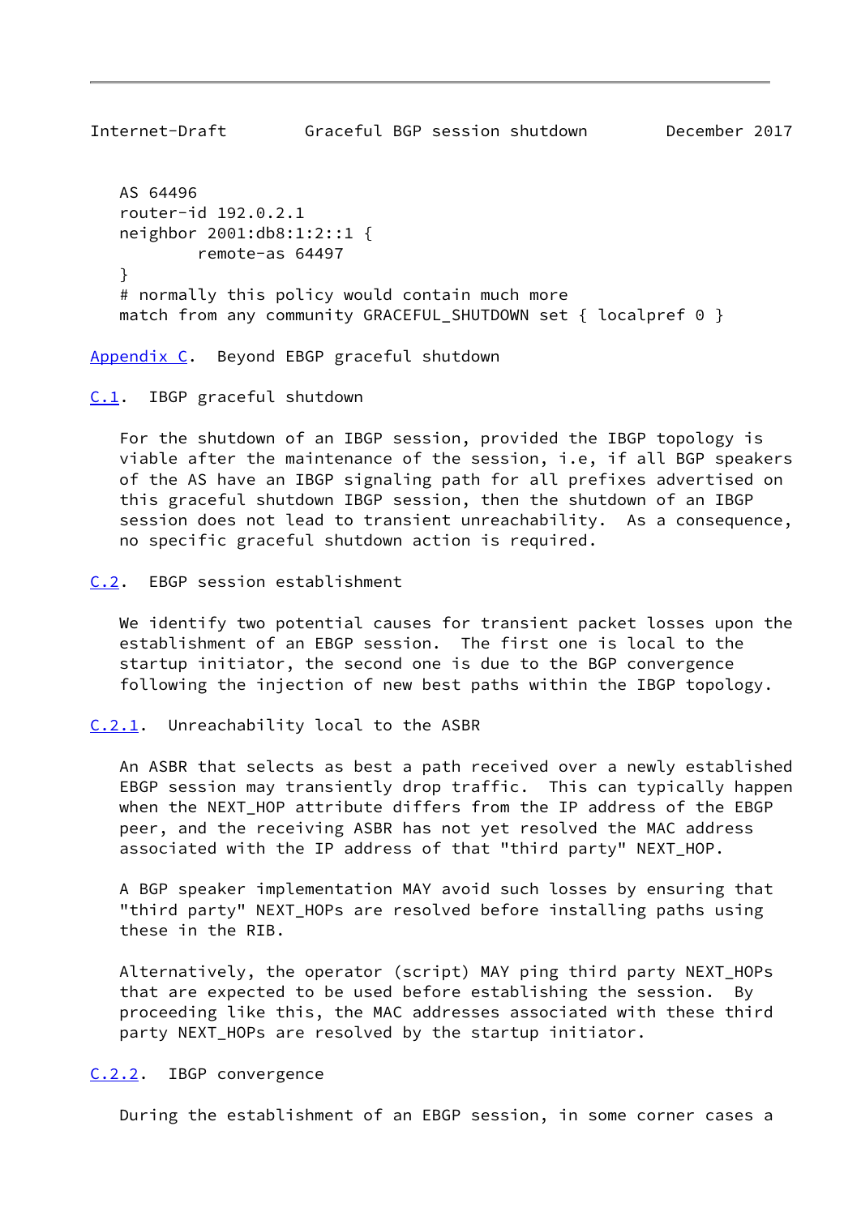```
AS 64496
router-id 192.0.2.1
neighbor 2001:db8:1:2::1 {
        remote-as 64497
}
# normally this policy would contain much more
match from any community GRACEFUL_SHUTDOWN set { localpref 0 }
```

## Appendix C. Beyond EBGP graceful shutdown

### C.1. IBGP graceful shutdown

For the shutdown of an IBGP session, provided the IBGP topology is viable after the maintenance of the session, i.e, if all BGP speakers of the AS have an IBGP signaling path for all prefixes advertised on this graceful shutdown IBGP session, then the shutdown of an IBGP session does not lead to transient unreachability. As a consequence, no specific graceful shutdown action is required.

### C.2. EBGP session establishment

We identify two potential causes for transient packet losses upon the establishment of an EBGP session. The first one is local to the startup initiator, the second one is due to the BGP convergence following the injection of new best paths within the IBGP topology.

#### C.2.1. Unreachability local to the ASBR

An ASBR that selects as best a path received over a newly established EBGP session may transiently drop traffic. This can typically happen when the NEXT_HOP attribute differs from the IP address of the EBGP peer, and the receiving ASBR has not yet resolved the MAC address associated with the IP address of that "third party" NEXT_HOP.

A BGP speaker implementation MAY avoid such losses by ensuring that "third party" NEXT_HOPs are resolved before installing paths using these in the RIB.

Alternatively, the operator (script) MAY ping third party NEXT_HOPs that are expected to be used before establishing the session. By proceeding like this, the MAC addresses associated with these third party NEXT_HOPs are resolved by the startup initiator.

#### C.2.2. IBGP convergence

During the establishment of an EBGP session, in some corner cases a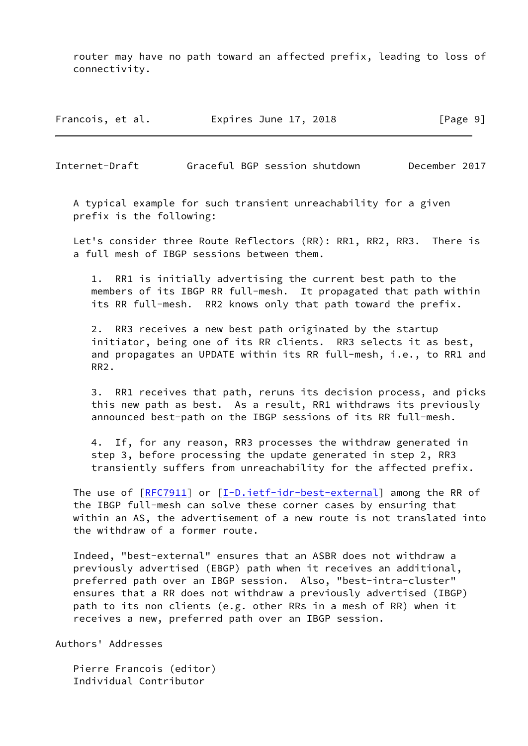router may have no path toward an affected prefix, leading to loss of connectivity.

A typical example for such transient unreachability for a given prefix is the following:

Let's consider three Route Reflectors (RR): RR1, RR2, RR3. There is a full mesh of IBGP sessions between them.

1. RR1 is initially advertising the current best path to the members of its IBGP RR full-mesh. It propagated that path within its RR full-mesh. RR2 knows only that path toward the prefix.

2. RR3 receives a new best path originated by the startup initiator, being one of its RR clients. RR3 selects it as best, and propagates an UPDATE within its RR full-mesh, i.e., to RR1 and RR2.

3. RR1 receives that path, reruns its decision process, and picks this new path as best. As a result, RR1 withdraws its previously announced best-path on the IBGP sessions of its RR full-mesh.

4. If, for any reason, RR3 processes the withdraw generated in step 3, before processing the update generated in step 2, RR3 transiently suffers from unreachability for the affected prefix.

The use of [RFC7911] or [I-D.ietf-idr-best-external] among the RR of the IBGP full-mesh can solve these corner cases by ensuring that within an AS, the advertisement of a new route is not translated into the withdraw of a former route.

Indeed, "best-external" ensures that an ASBR does not withdraw a previously advertised (EBGP) path when it receives an additional, preferred path over an IBGP session. Also, "best-intra-cluster" ensures that a RR does not withdraw a previously advertised (IBGP) path to its non clients (e.g. other RRs in a mesh of RR) when it receives a new, preferred path over an IBGP session.

# Authors' Addresses

Pierre Francois (editor)
Individual Contributor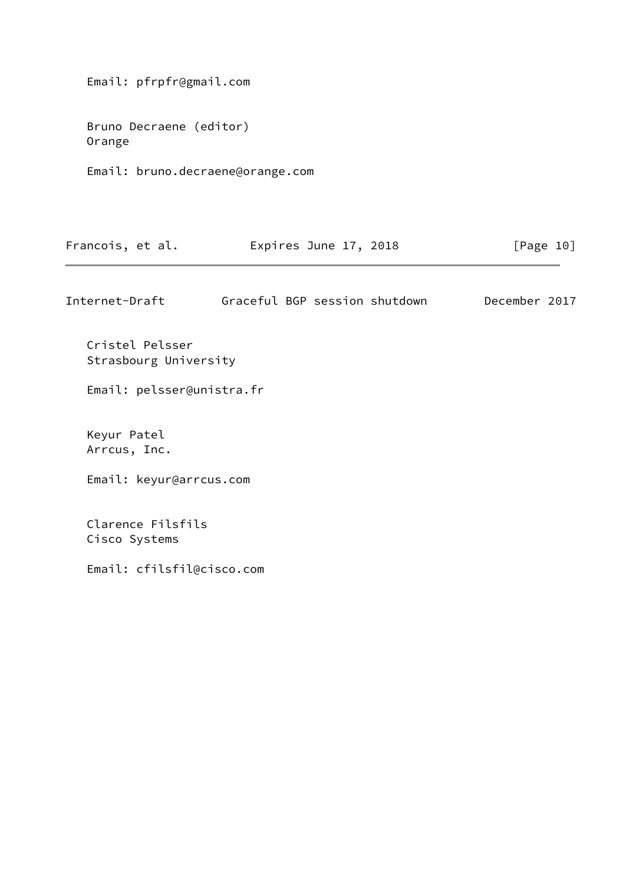Email: pfrpfr@gmail.com

Bruno Decraene (editor)
Orange

Email: bruno.decraene@orange.com

Cristel Pelsser
Strasbourg University

Email: pelsser@unistra.fr

Keyur Patel
Arrcus, Inc.

Email: keyur@arrcus.com

Clarence Filsfils
Cisco Systems

Email: cfilsfil@cisco.com